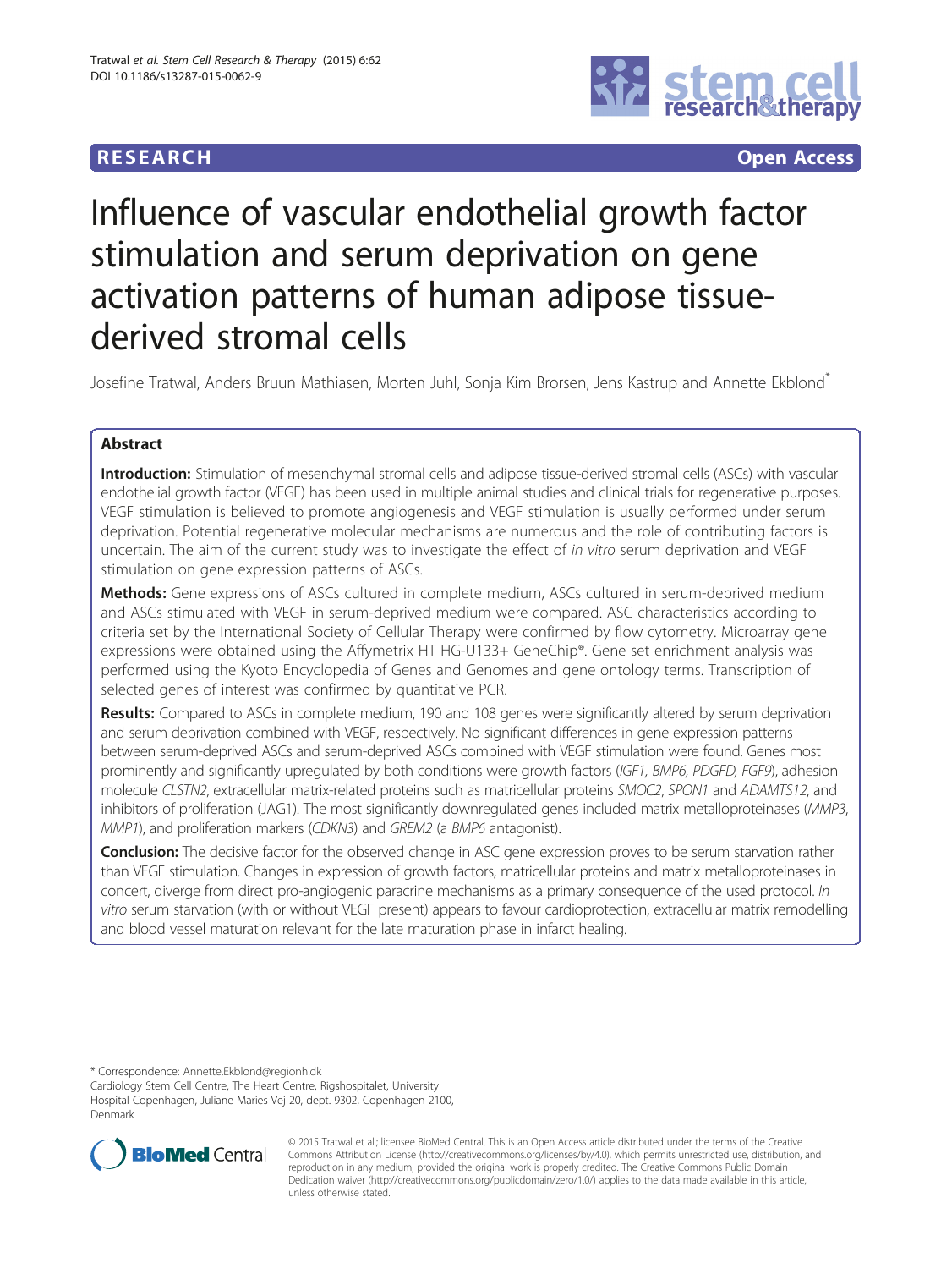RESEARCH Open Access

# Influence of vascular endothelial growth factor stimulation and serum deprivation on gene activation patterns of human adipose tissue-derived stromal cells

Josefine Tratwal, Anders Bruun Mathiasen, Morten Juhl, Sonja Kim Brorsen, Jens Kastrup and Annette Ekblond*

## Abstract

**Introduction:** Stimulation of mesenchymal stromal cells and adipose tissue-derived stromal cells (ASCs) with vascular endothelial growth factor (VEGF) has been used in multiple animal studies and clinical trials for regenerative purposes. VEGF stimulation is believed to promote angiogenesis and VEGF stimulation is usually performed under serum deprivation. Potential regenerative molecular mechanisms are numerous and the role of contributing factors is uncertain. The aim of the current study was to investigate the effect of *in vitro* serum deprivation and VEGF stimulation on gene expression patterns of ASCs.

**Methods:** Gene expressions of ASCs cultured in complete medium, ASCs cultured in serum-deprived medium and ASCs stimulated with VEGF in serum-deprived medium were compared. ASC characteristics according to criteria set by the International Society of Cellular Therapy were confirmed by flow cytometry. Microarray gene expressions were obtained using the Affymetrix HT HG-U133+ GeneChip®. Gene set enrichment analysis was performed using the Kyoto Encyclopedia of Genes and Genomes and gene ontology terms. Transcription of selected genes of interest was confirmed by quantitative PCR.

**Results:** Compared to ASCs in complete medium, 190 and 108 genes were significantly altered by serum deprivation and serum deprivation combined with VEGF, respectively. No significant differences in gene expression patterns between serum-deprived ASCs and serum-deprived ASCs combined with VEGF stimulation were found. Genes most prominently and significantly upregulated by both conditions were growth factors (*IGF1, BMP6, PDGFD, FGF9*), adhesion molecule *CLSTN2*, extracellular matrix-related proteins such as matricellular proteins *SMOC2, SPON1* and *ADAMTS12*, and inhibitors of proliferation (JAG1). The most significantly downregulated genes included matrix metalloproteinases (*MMP3, MMP1*), and proliferation markers (*CDKN3*) and *GREM2* (a *BMP6* antagonist).

**Conclusion:** The decisive factor for the observed change in ASC gene expression proves to be serum starvation rather than VEGF stimulation. Changes in expression of growth factors, matricellular proteins and matrix metalloproteinases in concert, diverge from direct pro-angiogenic paracrine mechanisms as a primary consequence of the used protocol. *In vitro* serum starvation (with or without VEGF present) appears to favour cardioprotection, extracellular matrix remodelling and blood vessel maturation relevant for the late maturation phase in infarct healing.

---

* Correspondence: Annette.Ekblond@regionh.dk

Cardiology Stem Cell Centre, The Heart Centre, Rigshospitalet, University Hospital Copenhagen, Juliane Maries Vej 20, dept. 9302, Copenhagen 2100, Denmark

© 2015 Tratwal et al.; licensee BioMed Central. This is an Open Access article distributed under the terms of the Creative Commons Attribution License (http://creativecommons.org/licenses/by/4.0), which permits unrestricted use, distribution, and reproduction in any medium, provided the original work is properly credited. The Creative Commons Public Domain Dedication waiver (http://creativecommons.org/publicdomain/zero/1.0/) applies to the data made available in this article, unless otherwise stated.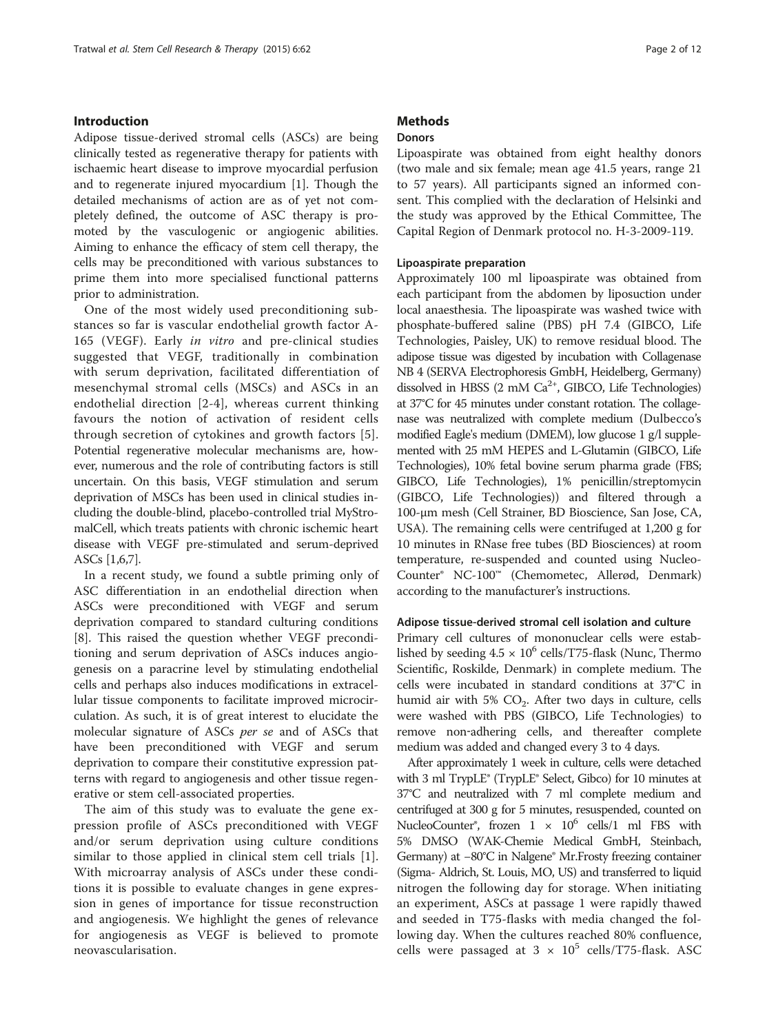## Introduction

Adipose tissue-derived stromal cells (ASCs) are being clinically tested as regenerative therapy for patients with ischaemic heart disease to improve myocardial perfusion and to regenerate injured myocardium [1]. Though the detailed mechanisms of action are as of yet not completely defined, the outcome of ASC therapy is promoted by the vasculogenic or angiogenic abilities. Aiming to enhance the efficacy of stem cell therapy, the cells may be preconditioned with various substances to prime them into more specialised functional patterns prior to administration.

One of the most widely used preconditioning substances so far is vascular endothelial growth factor A-165 (VEGF). Early *in vitro* and pre-clinical studies suggested that VEGF, traditionally in combination with serum deprivation, facilitated differentiation of mesenchymal stromal cells (MSCs) and ASCs in an endothelial direction [2-4], whereas current thinking favours the notion of activation of resident cells through secretion of cytokines and growth factors [5]. Potential regenerative molecular mechanisms are, however, numerous and the role of contributing factors is still uncertain. On this basis, VEGF stimulation and serum deprivation of MSCs has been used in clinical studies including the double-blind, placebo-controlled trial MyStromalCell, which treats patients with chronic ischemic heart disease with VEGF pre-stimulated and serum-deprived ASCs [1,6,7].

In a recent study, we found a subtle priming only of ASC differentiation in an endothelial direction when ASCs were preconditioned with VEGF and serum deprivation compared to standard culturing conditions [8]. This raised the question whether VEGF preconditioning and serum deprivation of ASCs induces angiogenesis on a paracrine level by stimulating endothelial cells and perhaps also induces modifications in extracellular tissue components to facilitate improved microcirculation. As such, it is of great interest to elucidate the molecular signature of ASCs *per se* and of ASCs that have been preconditioned with VEGF and serum deprivation to compare their constitutive expression patterns with regard to angiogenesis and other tissue regenerative or stem cell-associated properties.

The aim of this study was to evaluate the gene expression profile of ASCs preconditioned with VEGF and/or serum deprivation using culture conditions similar to those applied in clinical stem cell trials [1]. With microarray analysis of ASCs under these conditions it is possible to evaluate changes in gene expression in genes of importance for tissue reconstruction and angiogenesis. We highlight the genes of relevance for angiogenesis as VEGF is believed to promote neovascularisation.

## Methods

### Donors

Lipoaspirate was obtained from eight healthy donors (two male and six female; mean age 41.5 years, range 21 to 57 years). All participants signed an informed consent. This complied with the declaration of Helsinki and the study was approved by the Ethical Committee, The Capital Region of Denmark protocol no. H-3-2009-119.

### Lipoaspirate preparation

Approximately 100 ml lipoaspirate was obtained from each participant from the abdomen by liposuction under local anaesthesia. The lipoaspirate was washed twice with phosphate-buffered saline (PBS) pH 7.4 (GIBCO, Life Technologies, Paisley, UK) to remove residual blood. The adipose tissue was digested by incubation with Collagenase NB 4 (SERVA Electrophoresis GmbH, Heidelberg, Germany) dissolved in HBSS (2 mM $Ca^{2+}$, GIBCO, Life Technologies) at 37°C for 45 minutes under constant rotation. The collagenase was neutralized with complete medium (Dulbecco's modified Eagle's medium (DMEM), low glucose 1 g/l supplemented with 25 mM HEPES and L-Glutamin (GIBCO, Life Technologies), 10% fetal bovine serum pharma grade (FBS; GIBCO, Life Technologies), 1% penicillin/streptomycin (GIBCO, Life Technologies)) and filtered through a 100-μm mesh (Cell Strainer, BD Bioscience, San Jose, CA, USA). The remaining cells were centrifuged at 1,200 g for 10 minutes in RNase free tubes (BD Biosciences) at room temperature, re-suspended and counted using NucleoCounter® NC-100™ (Chemometec, Allerød, Denmark) according to the manufacturer's instructions.

### Adipose tissue-derived stromal cell isolation and culture

Primary cell cultures of mononuclear cells were established by seeding $4.5 \times 10^6$ cells/T75-flask (Nunc, Thermo Scientific, Roskilde, Denmark) in complete medium. The cells were incubated in standard conditions at 37°C in humid air with 5% $CO_2$. After two days in culture, cells were washed with PBS (GIBCO, Life Technologies) to remove non-adhering cells, and thereafter complete medium was added and changed every 3 to 4 days.

After approximately 1 week in culture, cells were detached with 3 ml TrypLE® (TrypLE® Select, Gibco) for 10 minutes at 37°C and neutralized with 7 ml complete medium and centrifuged at 300 g for 5 minutes, resuspended, counted on NucleoCounter®, frozen $1 \times 10^6$ cells/1 ml FBS with 5% DMSO (WAK-Chemie Medical GmbH, Steinbach, Germany) at −80°C in Nalgene® Mr.Frosty freezing container (Sigma- Aldrich, St. Louis, MO, US) and transferred to liquid nitrogen the following day for storage. When initiating an experiment, ASCs at passage 1 were rapidly thawed and seeded in T75-flasks with media changed the following day. When the cultures reached 80% confluence, cells were passaged at $3 \times 10^5$ cells/T75-flask. ASC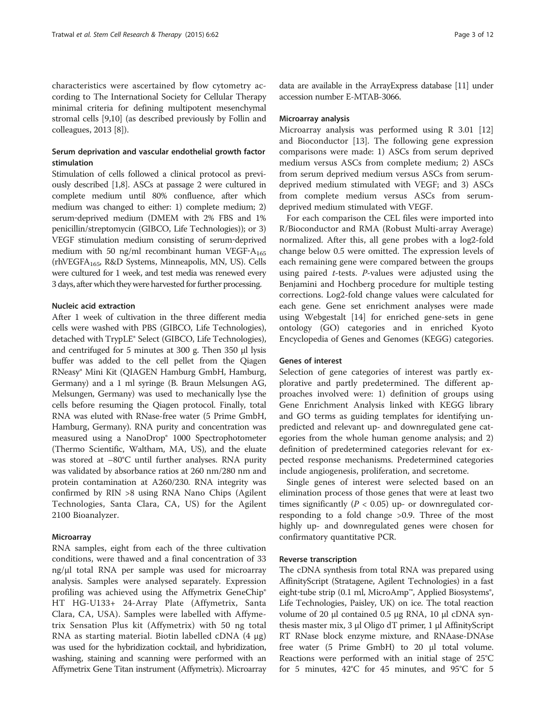characteristics were ascertained by flow cytometry according to The International Society for Cellular Therapy minimal criteria for defining multipotent mesenchymal stromal cells [9,10] (as described previously by Follin and colleagues, 2013 [8]).

### Serum deprivation and vascular endothelial growth factor stimulation

Stimulation of cells followed a clinical protocol as previously described [1,8]. ASCs at passage 2 were cultured in complete medium until 80% confluence, after which medium was changed to either: 1) complete medium; 2) serum-deprived medium (DMEM with 2% FBS and 1% penicillin/streptomycin (GIBCO, Life Technologies)); or 3) VEGF stimulation medium consisting of serum-deprived medium with 50 ng/ml recombinant human VEGF-$A_{165}$ (rhVEGF$A_{165}$, R&D Systems, Minneapolis, MN, US). Cells were cultured for 1 week, and test media was renewed every 3 days, after which they were harvested for further processing.

### Nucleic acid extraction

After 1 week of cultivation in the three different media cells were washed with PBS (GIBCO, Life Technologies), detached with TrypLE® Select (GIBCO, Life Technologies), and centrifuged for 5 minutes at 300 g. Then 350 μl lysis buffer was added to the cell pellet from the Qiagen RNeasy® Mini Kit (QIAGEN Hamburg GmbH, Hamburg, Germany) and a 1 ml syringe (B. Braun Melsungen AG, Melsungen, Germany) was used to mechanically lyse the cells before resuming the Qiagen protocol. Finally, total RNA was eluted with RNase-free water (5 Prime GmbH, Hamburg, Germany). RNA purity and concentration was measured using a NanoDrop® 1000 Spectrophotometer (Thermo Scientific, Waltham, MA, US), and the eluate was stored at −80°C until further analyses. RNA purity was validated by absorbance ratios at 260 nm/280 nm and protein contamination at A260/230. RNA integrity was confirmed by RIN >8 using RNA Nano Chips (Agilent Technologies, Santa Clara, CA, US) for the Agilent 2100 Bioanalyzer.

### Microarray

RNA samples, eight from each of the three cultivation conditions, were thawed and a final concentration of 33 ng/μl total RNA per sample was used for microarray analysis. Samples were analysed separately. Expression profiling was achieved using the Affymetrix GeneChip® HT HG-U133+ 24-Array Plate (Affymetrix, Santa Clara, CA, USA). Samples were labelled with Affymetrix Sensation Plus kit (Affymetrix) with 50 ng total RNA as starting material. Biotin labelled cDNA (4 μg) was used for the hybridization cocktail, and hybridization, washing, staining and scanning were performed with an Affymetrix Gene Titan instrument (Affymetrix). Microarray data are available in the ArrayExpress database [11] under accession number E-MTAB-3066.

### Microarray analysis

Microarray analysis was performed using R 3.01 [12] and Bioconductor [13]. The following gene expression comparisons were made: 1) ASCs from serum deprived medium versus ASCs from complete medium; 2) ASCs from serum deprived medium versus ASCs from serum-deprived medium stimulated with VEGF; and 3) ASCs from complete medium versus ASCs from serum-deprived medium stimulated with VEGF.

For each comparison the CEL files were imported into R/Bioconductor and RMA (Robust Multi-array Average) normalized. After this, all gene probes with a log2-fold change below 0.5 were omitted. The expression levels of each remaining gene were compared between the groups using paired *t*-tests. *P*-values were adjusted using the Benjamini and Hochberg procedure for multiple testing corrections. Log2-fold change values were calculated for each gene. Gene set enrichment analyses were made using Webgestalt [14] for enriched gene-sets in gene ontology (GO) categories and in enriched Kyoto Encyclopedia of Genes and Genomes (KEGG) categories.

### Genes of interest

Selection of gene categories of interest was partly explorative and partly predetermined. The different approaches involved were: 1) definition of groups using Gene Enrichment Analysis linked with KEGG library and GO terms as guiding templates for identifying unpredicted and relevant up- and downregulated gene categories from the whole human genome analysis; and 2) definition of predetermined categories relevant for expected response mechanisms. Predetermined categories include angiogenesis, proliferation, and secretome.

Single genes of interest were selected based on an elimination process of those genes that were at least two times significantly ($P < 0.05$) up- or downregulated corresponding to a fold change >0.9. Three of the most highly up- and downregulated genes were chosen for confirmatory quantitative PCR.

### Reverse transcription

The cDNA synthesis from total RNA was prepared using AffinityScript (Stratagene, Agilent Technologies) in a fast eight-tube strip (0.1 ml, MicroAmp™, Applied Biosystems®, Life Technologies, Paisley, UK) on ice. The total reaction volume of 20 μl contained 0.5 μg RNA, 10 μl cDNA synthesis master mix, 3 μl Oligo dT primer, 1 μl AffinityScript RT RNase block enzyme mixture, and RNAase-DNAse free water (5 Prime GmbH) to 20 μl total volume. Reactions were performed with an initial stage of 25°C for 5 minutes, 42°C for 45 minutes, and 95°C for 5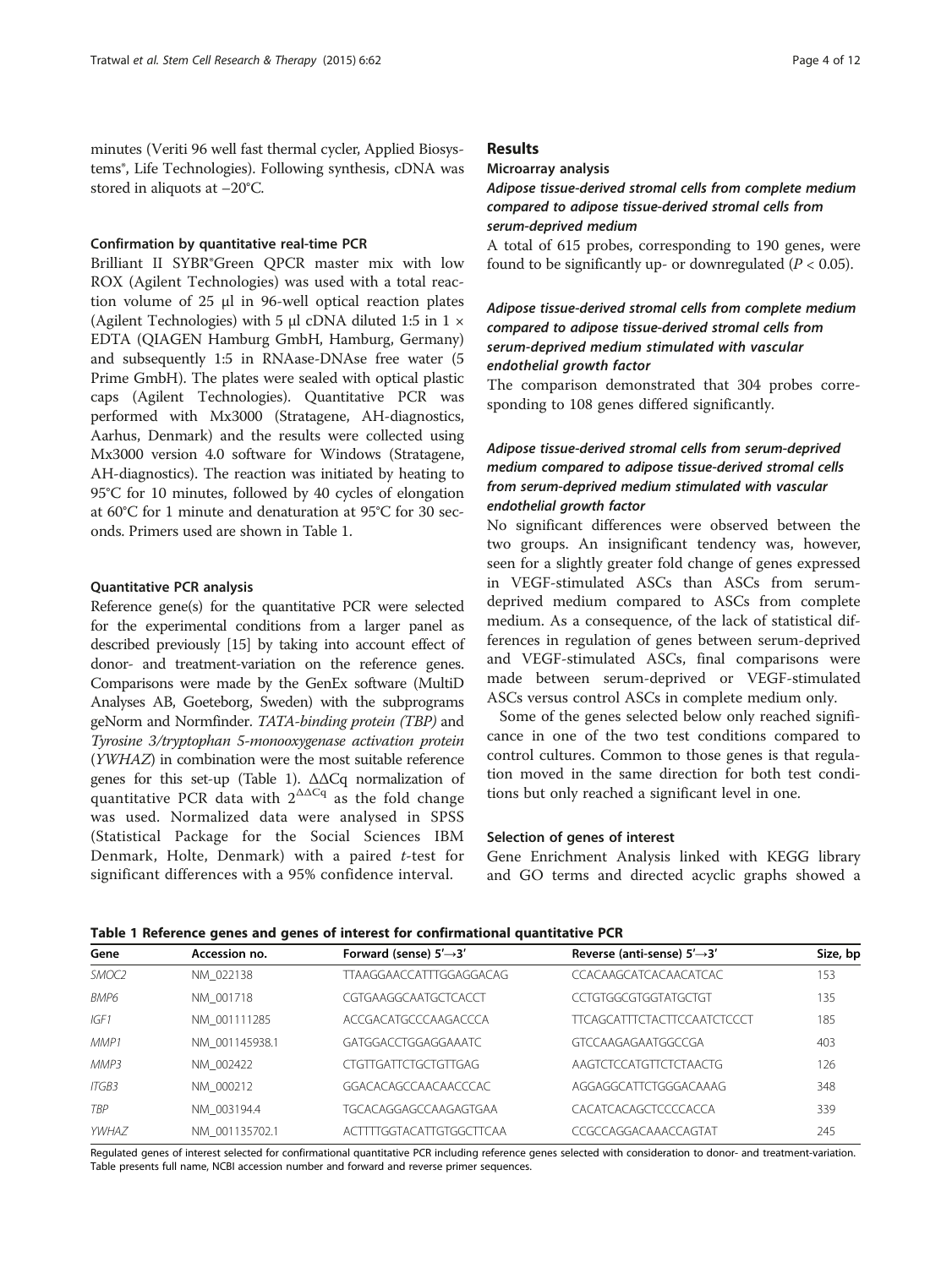minutes (Veriti 96 well fast thermal cycler, Applied Biosystems®, Life Technologies). Following synthesis, cDNA was stored in aliquots at −20°C.

### Confirmation by quantitative real-time PCR

Brilliant II SYBR®Green QPCR master mix with low ROX (Agilent Technologies) was used with a total reaction volume of 25 μl in 96-well optical reaction plates (Agilent Technologies) with 5 μl cDNA diluted 1:5 in 1 × EDTA (QIAGEN Hamburg GmbH, Hamburg, Germany) and subsequently 1:5 in RNAase-DNAse free water (5 Prime GmbH). The plates were sealed with optical plastic caps (Agilent Technologies). Quantitative PCR was performed with Mx3000 (Stratagene, AH-diagnostics, Aarhus, Denmark) and the results were collected using Mx3000 version 4.0 software for Windows (Stratagene, AH-diagnostics). The reaction was initiated by heating to 95°C for 10 minutes, followed by 40 cycles of elongation at 60°C for 1 minute and denaturation at 95°C for 30 seconds. Primers used are shown in Table 1.

### Quantitative PCR analysis

Reference gene(s) for the quantitative PCR were selected for the experimental conditions from a larger panel as described previously [15] by taking into account effect of donor- and treatment-variation on the reference genes. Comparisons were made by the GenEx software (MultiD Analyses AB, Goeteborg, Sweden) with the subprograms geNorm and Normfinder. *TATA-binding protein (TBP)* and *Tyrosine 3/tryptophan 5-monooxygenase activation protein* (*YWHAZ*) in combination were the most suitable reference genes for this set-up (Table 1). ΔΔCq normalization of quantitative PCR data with $2^{\Delta\Delta Cq}$ as the fold change was used. Normalized data were analysed in SPSS (Statistical Package for the Social Sciences IBM Denmark, Holte, Denmark) with a paired *t*-test for significant differences with a 95% confidence interval.

## Results

### Microarray analysis

#### *Adipose tissue-derived stromal cells from complete medium compared to adipose tissue-derived stromal cells from serum-deprived medium*

A total of 615 probes, corresponding to 190 genes, were found to be significantly up- or downregulated ($P < 0.05$).

#### *Adipose tissue-derived stromal cells from complete medium compared to adipose tissue-derived stromal cells from serum-deprived medium stimulated with vascular endothelial growth factor*

The comparison demonstrated that 304 probes corresponding to 108 genes differed significantly.

#### *Adipose tissue-derived stromal cells from serum-deprived medium compared to adipose tissue-derived stromal cells from serum-deprived medium stimulated with vascular endothelial growth factor*

No significant differences were observed between the two groups. An insignificant tendency was, however, seen for a slightly greater fold change of genes expressed in VEGF-stimulated ASCs than ASCs from serum-deprived medium compared to ASCs from complete medium. As a consequence, of the lack of statistical differences in regulation of genes between serum-deprived and VEGF-stimulated ASCs, final comparisons were made between serum-deprived or VEGF-stimulated ASCs versus control ASCs in complete medium only.

Some of the genes selected below only reached significance in one of the two test conditions compared to control cultures. Common to those genes is that regulation moved in the same direction for both test conditions but only reached a significant level in one.

### Selection of genes of interest

Gene Enrichment Analysis linked with KEGG library and GO terms and directed acyclic graphs showed a

**Table 1 Reference genes and genes of interest for confirmational quantitative PCR**

| Gene | Accession no. | Forward (sense) 5′→3′ | Reverse (anti-sense) 5′→3′ | Size, bp |
|---|---|---|---|---|
| *SMOC2* | NM_022138 | TTAAGGAACCATTTGGAGGACAG | CCACAAGCATCACAACATCAC | 153 |
| *BMP6* | NM_001718 | CGTGAAGGCAATGCTCACCT | CCTGTGGCGTGGTATGCTGT | 135 |
| *IGF1* | NM_001111285 | ACCGACATGCCCAAGACCCA | TTCAGCATTTCTACTTCCAATCTCCCT | 185 |
| *MMP1* | NM_001145938.1 | GATGGACCTGGAGGAAATC | GTCCAAGAGAATGGCCGA | 403 |
| *MMP3* | NM_002422 | CTGTTGATTCTGCTGTTGAG | AAGTCTCCATGTTCTCTAACTG | 126 |
| *ITGB3* | NM_000212 | GGACACAGCCAACAACCCAC | AGGAGGCATTCTGGGACAAAG | 348 |
| *TBP* | NM_003194.4 | TGCACAGGAGCCAAGAGTGAA | CACATCACAGCTCCCCACCA | 339 |
| *YWHAZ* | NM_001135702.1 | ACTTTTGGTACATTGTGGCTTCAA | CCGCCAGGACAAACCAGTAT | 245 |

Regulated genes of interest selected for confirmational quantitative PCR including reference genes selected with consideration to donor- and treatment-variation. Table presents full name, NCBI accession number and forward and reverse primer sequences.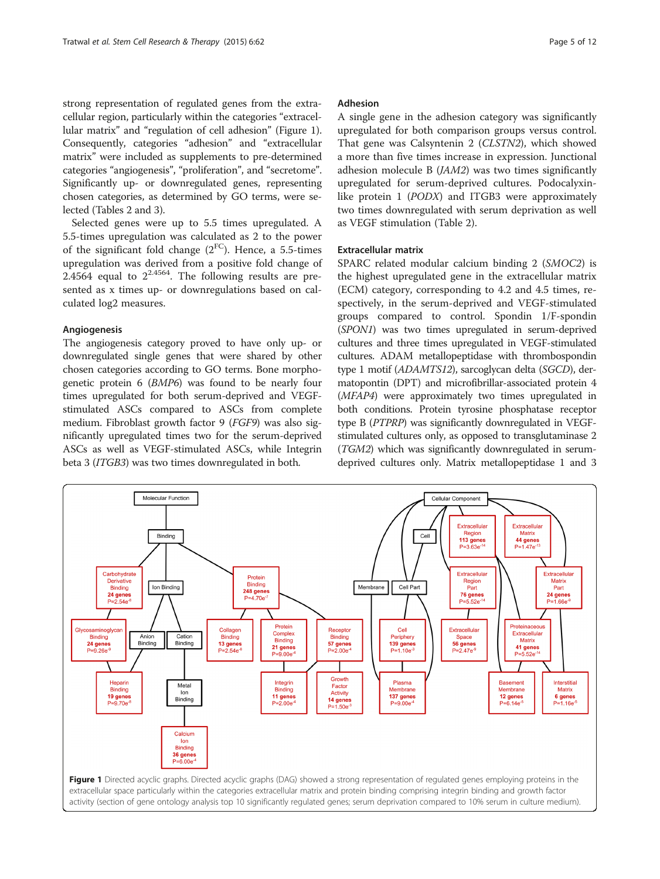strong representation of regulated genes from the extracellular region, particularly within the categories "extracellular matrix" and "regulation of cell adhesion" (Figure 1). Consequently, categories "adhesion" and "extracellular matrix" were included as supplements to pre-determined categories "angiogenesis", "proliferation", and "secretome". Significantly up- or downregulated genes, representing chosen categories, as determined by GO terms, were selected (Tables 2 and 3).

Selected genes were up to 5.5 times upregulated. A 5.5-times upregulation was calculated as 2 to the power of the significant fold change ($2^{FC}$). Hence, a 5.5-times upregulation was derived from a positive fold change of 2.4564 equal to $2^{2.4564}$. The following results are presented as x times up- or downregulations based on calculated log2 measures.

### Angiogenesis

The angiogenesis category proved to have only up- or downregulated single genes that were shared by other chosen categories according to GO terms. Bone morphogenetic protein 6 (*BMP6*) was found to be nearly four times upregulated for both serum-deprived and VEGF-stimulated ASCs compared to ASCs from complete medium. Fibroblast growth factor 9 (*FGF9*) was also significantly upregulated times two for the serum-deprived ASCs as well as VEGF-stimulated ASCs, while Integrin beta 3 (*ITGB3*) was two times downregulated in both.

### Adhesion

A single gene in the adhesion category was significantly upregulated for both comparison groups versus control. That gene was Calsyntenin 2 (*CLSTN2*), which showed a more than five times increase in expression. Junctional adhesion molecule B (*JAM2*) was two times significantly upregulated for serum-deprived cultures. Podocalyxin-like protein 1 (*PODX*) and ITGB3 were approximately two times downregulated with serum deprivation as well as VEGF stimulation (Table 2).

### Extracellular matrix

SPARC related modular calcium binding 2 (*SMOC2*) is the highest upregulated gene in the extracellular matrix (ECM) category, corresponding to 4.2 and 4.5 times, respectively, in the serum-deprived and VEGF-stimulated groups compared to control. Spondin 1/F-spondin (*SPON1*) was two times upregulated in serum-deprived cultures and three times upregulated in VEGF-stimulated cultures. ADAM metallopeptidase with thrombospondin type 1 motif (*ADAMTS12*), sarcoglycan delta (*SGCD*), dermatopontin (DPT) and microfibrillar-associated protein 4 (*MFAP4*) were approximately two times upregulated in both conditions. Protein tyrosine phosphatase receptor type B (*PTPRP*) was significantly downregulated in VEGF-stimulated cultures only, as opposed to transglutaminase 2 (*TGM2*) which was significantly downregulated in serum-deprived cultures only. Matrix metallopeptidase 1 and 3

**Figure 1** Directed acyclic graphs. Directed acyclic graphs (DAG) showed a strong representation of regulated genes employing proteins in the extracellular space particularly within the categories extracellular matrix and protein binding comprising integrin binding and growth factor activity (section of gene ontology analysis top 10 significantly regulated genes; serum deprivation compared to 10% serum in culture medium).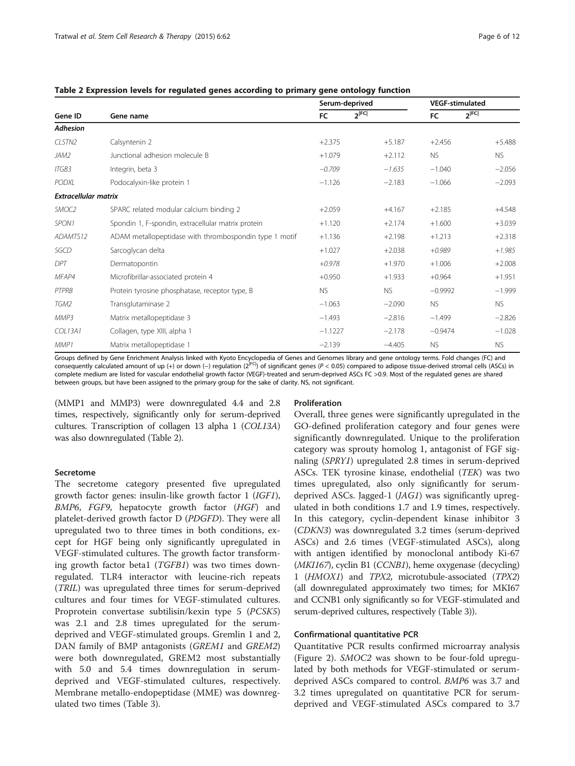**Table 2 Expression levels for regulated genes according to primary gene ontology function**

| Gene ID | Gene name | Serum-deprived | | VEGF-stimulated | |
|---|---|---|---|---|---|
| | | FC | $2^{\|FC\|}$ | FC | $2^{\|FC\|}$ |
| ***Adhesion*** | | | | | |
| *CLSTN2* | Calsyntenin 2 | +2.375 | +5.187 | +2.456 | +5.488 |
| *JAM2* | Junctional adhesion molecule B | +1.079 | +2.112 | NS | NS |
| *ITGB3* | Integrin, beta 3 | *−0.709* | *−1.635* | −1.040 | −2.056 |
| *PODXL* | Podocalyxin-like protein 1 | −1.126 | −2.183 | −1.066 | −2.093 |
| ***Extracellular matrix*** | | | | | |
| *SMOC2* | SPARC related modular calcium binding 2 | +2.059 | +4.167 | +2.185 | +4.548 |
| *SPON1* | Spondin 1, F-spondin, extracellular matrix protein | +1.120 | +2.174 | +1.600 | +3.039 |
| *ADAMTS12* | ADAM metallopeptidase with thrombospondin type 1 motif | +1.136 | +2.198 | +1.213 | +2.318 |
| *SGCD* | Sarcoglycan delta | +1.027 | +2.038 | *+0.989* | *+1.985* |
| *DPT* | Dermatopontin | *+0.978* | +1.970 | +1.006 | +2.008 |
| *MFAP4* | Microfibrillar-associated protein 4 | +0.950 | +1.933 | +0.964 | +1.951 |
| *PTPRB* | Protein tyrosine phosphatase, receptor type, B | NS | NS | −0.9992 | −1.999 |
| *TGM2* | Transglutaminase 2 | −1.063 | −2.090 | NS | NS |
| *MMP3* | Matrix metallopeptidase 3 | −1.493 | −2.816 | −1.499 | −2.826 |
| *COL13A1* | Collagen, type XIII, alpha 1 | −1.1227 | −2.178 | −0.9474 | −1.028 |
| *MMP1* | Matrix metallopeptidase 1 | −2.139 | −4.405 | NS | NS |

Groups defined by Gene Enrichment Analysis linked with Kyoto Encyclopedia of Genes and Genomes library and gene ontology terms. Fold changes (FC) and consequently calculated amount of up (+) or down (−) regulation ($2^{|FC|}$) of significant genes ($P < 0.05$) compared to adipose tissue-derived stromal cells (ASCs) in complete medium are listed for vascular endothelial growth factor (VEGF)-treated and serum-deprived ASCs FC >0.9. Most of the regulated genes are shared between groups, but have been assigned to the primary group for the sake of clarity. NS, not significant.

(MMP1 and MMP3) were downregulated 4.4 and 2.8 times, respectively, significantly only for serum-deprived cultures. Transcription of collagen 13 alpha 1 (*COL13A*) was also downregulated (Table 2).

### Secretome

The secretome category presented five upregulated growth factor genes: insulin-like growth factor 1 (*IGF1*), *BMP6*, *FGF9*, hepatocyte growth factor (*HGF*) and platelet-derived growth factor D (*PDGFD*). They were all upregulated two to three times in both conditions, except for HGF being only significantly upregulated in VEGF-stimulated cultures. The growth factor transforming growth factor beta1 (*TGFB1*) was two times downregulated. TLR4 interactor with leucine-rich repeats (*TRIL*) was upregulated three times for serum-deprived cultures and four times for VEGF-stimulated cultures. Proprotein convertase subtilisin/kexin type 5 (*PCSK5*) was 2.1 and 2.8 times upregulated for the serum-deprived and VEGF-stimulated groups. Gremlin 1 and 2, DAN family of BMP antagonists (*GREM1* and *GREM2*) were both downregulated, GREM2 most substantially with 5.0 and 5.4 times downregulation in serum-deprived and VEGF-stimulated cultures, respectively. Membrane metallo-endopeptidase (MME) was downregulated two times (Table 3).

### Proliferation

Overall, three genes were significantly upregulated in the GO-defined proliferation category and four genes were significantly downregulated. Unique to the proliferation category was sprouty homolog 1, antagonist of FGF signaling (*SPRY1*) upregulated 2.8 times in serum-deprived ASCs. TEK tyrosine kinase, endothelial (*TEK*) was two times upregulated, also only significantly for serum-deprived ASCs. Jagged-1 (*JAG1*) was significantly upregulated in both conditions 1.7 and 1.9 times, respectively. In this category, cyclin-dependent kinase inhibitor 3 (*CDKN3*) was downregulated 3.2 times (serum-deprived ASCs) and 2.6 times (VEGF-stimulated ASCs), along with antigen identified by monoclonal antibody Ki-67 (*MKI167*), cyclin B1 (*CCNB1*), heme oxygenase (decycling) 1 (*HMOX1*) and *TPX2*, microtubule-associated (*TPX2*) (all downregulated approximately two times; for MKI67 and CCNB1 only significantly so for VEGF-stimulated and serum-deprived cultures, respectively (Table 3)).

### Confirmational quantitative PCR

Quantitative PCR results confirmed microarray analysis (Figure 2). *SMOC2* was shown to be four-fold upregulated by both methods for VEGF-stimulated or serum-deprived ASCs compared to control. *BMP6* was 3.7 and 3.2 times upregulated on quantitative PCR for serum-deprived and VEGF-stimulated ASCs compared to 3.7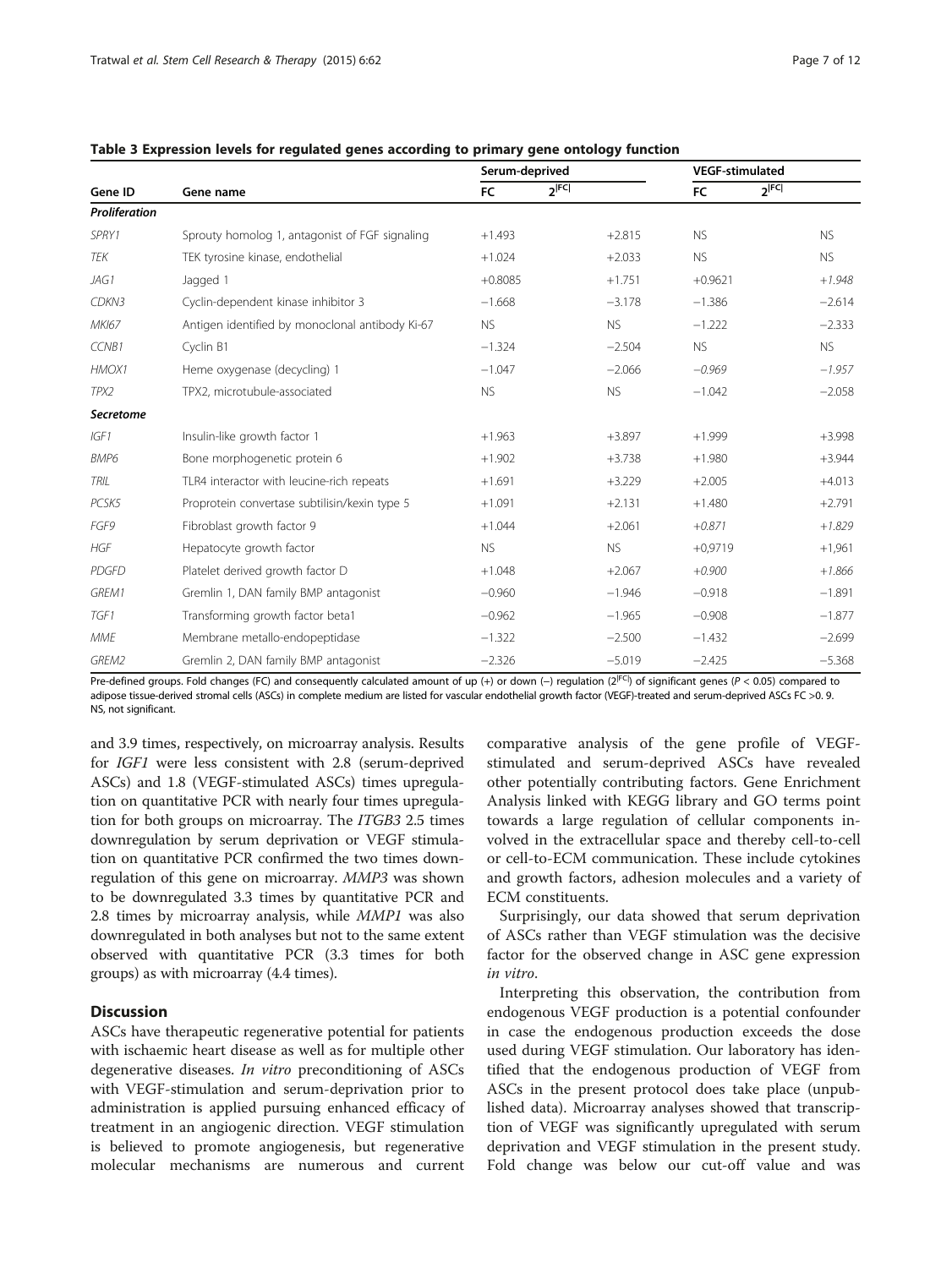**Table 3 Expression levels for regulated genes according to primary gene ontology function**

| Gene ID | Gene name | Serum-deprived | | VEGF-stimulated | |
|---|---|---|---|---|---|
| | | FC | $2^{\|FC\|}$ | FC | $2^{\|FC\|}$ |
| ***Proliferation*** | | | | | |
| *SPRY1* | Sprouty homolog 1, antagonist of FGF signaling | +1.493 | +2.815 | NS | NS |
| *TEK* | TEK tyrosine kinase, endothelial | +1.024 | +2.033 | NS | NS |
| *JAG1* | Jagged 1 | +0.8085 | +1.751 | +0.9621 | *+1.948* |
| *CDKN3* | Cyclin-dependent kinase inhibitor 3 | −1.668 | −3.178 | −1.386 | −2.614 |
| *MKI67* | Antigen identified by monoclonal antibody Ki-67 | NS | NS | −1.222 | −2.333 |
| *CCNB1* | Cyclin B1 | −1.324 | −2.504 | NS | NS |
| *HMOX1* | Heme oxygenase (decycling) 1 | −1.047 | −2.066 | *−0.969* | *−1.957* |
| *TPX2* | TPX2, microtubule-associated | NS | NS | −1.042 | −2.058 |
| ***Secretome*** | | | | | |
| *IGF1* | Insulin-like growth factor 1 | +1.963 | +3.897 | +1.999 | +3.998 |
| *BMP6* | Bone morphogenetic protein 6 | +1.902 | +3.738 | +1.980 | +3.944 |
| *TRIL* | TLR4 interactor with leucine-rich repeats | +1.691 | +3.229 | +2.005 | +4.013 |
| *PCSK5* | Proprotein convertase subtilisin/kexin type 5 | +1.091 | +2.131 | +1.480 | +2.791 |
| *FGF9* | Fibroblast growth factor 9 | +1.044 | +2.061 | *+0.871* | *+1.829* |
| *HGF* | Hepatocyte growth factor | NS | NS | +0,9719 | +1,961 |
| *PDGFD* | Platelet derived growth factor D | +1.048 | +2.067 | *+0.900* | *+1.866* |
| *GREM1* | Gremlin 1, DAN family BMP antagonist | −0.960 | −1.946 | −0.918 | −1.891 |
| *TGF1* | Transforming growth factor beta1 | −0.962 | −1.965 | −0.908 | −1.877 |
| *MME* | Membrane metallo-endopeptidase | −1.322 | −2.500 | −1.432 | −2.699 |
| *GREM2* | Gremlin 2, DAN family BMP antagonist | −2.326 | −5.019 | −2.425 | −5.368 |

Pre-defined groups. Fold changes (FC) and consequently calculated amount of up (+) or down (−) regulation ($2^{|FC|}$) of significant genes ($P < 0.05$) compared to adipose tissue-derived stromal cells (ASCs) in complete medium are listed for vascular endothelial growth factor (VEGF)-treated and serum-deprived ASCs FC >0. 9. NS, not significant.

and 3.9 times, respectively, on microarray analysis. Results for *IGF1* were less consistent with 2.8 (serum-deprived ASCs) and 1.8 (VEGF-stimulated ASCs) times upregulation on quantitative PCR with nearly four times upregulation for both groups on microarray. The *ITGB3* 2.5 times downregulation by serum deprivation or VEGF stimulation on quantitative PCR confirmed the two times downregulation of this gene on microarray. *MMP3* was shown to be downregulated 3.3 times by quantitative PCR and 2.8 times by microarray analysis, while *MMP1* was also downregulated in both analyses but not to the same extent observed with quantitative PCR (3.3 times for both groups) as with microarray (4.4 times).

## Discussion

ASCs have therapeutic regenerative potential for patients with ischaemic heart disease as well as for multiple other degenerative diseases. *In vitro* preconditioning of ASCs with VEGF-stimulation and serum-deprivation prior to administration is applied pursuing enhanced efficacy of treatment in an angiogenic direction. VEGF stimulation is believed to promote angiogenesis, but regenerative molecular mechanisms are numerous and current comparative analysis of the gene profile of VEGF-stimulated and serum-deprived ASCs have revealed other potentially contributing factors. Gene Enrichment Analysis linked with KEGG library and GO terms point towards a large regulation of cellular components involved in the extracellular space and thereby cell-to-cell or cell-to-ECM communication. These include cytokines and growth factors, adhesion molecules and a variety of ECM constituents.

Surprisingly, our data showed that serum deprivation of ASCs rather than VEGF stimulation was the decisive factor for the observed change in ASC gene expression *in vitro*.

Interpreting this observation, the contribution from endogenous VEGF production is a potential confounder in case the endogenous production exceeds the dose used during VEGF stimulation. Our laboratory has identified that the endogenous production of VEGF from ASCs in the present protocol does take place (unpublished data). Microarray analyses showed that transcription of VEGF was significantly upregulated with serum deprivation and VEGF stimulation in the present study. Fold change was below our cut-off value and was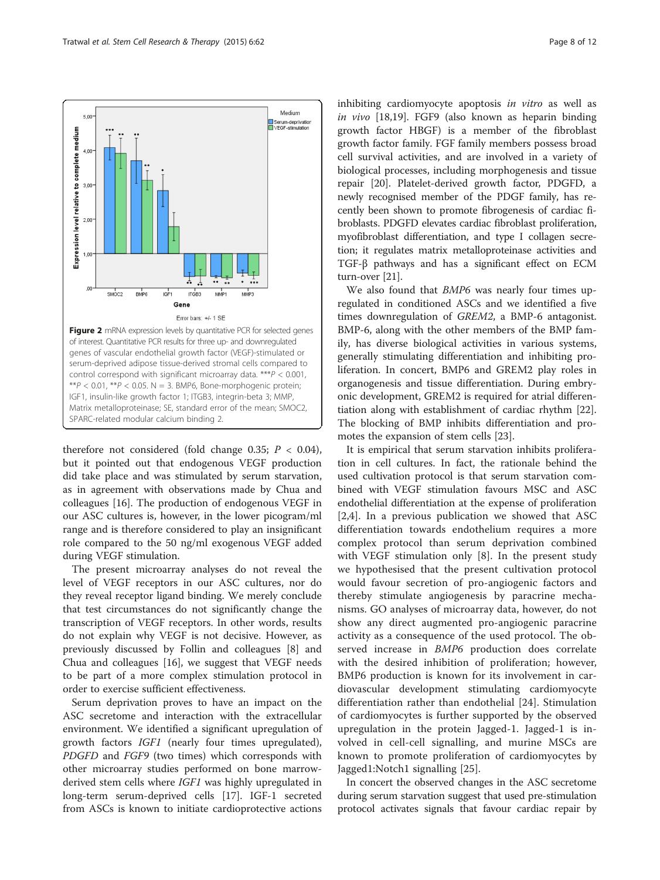Figure 2 mRNA expression levels by quantitative PCR for selected genes of interest. Quantitative PCR results for three up- and downregulated genes of vascular endothelial growth factor (VEGF)-stimulated or serum-deprived adipose tissue-derived stromal cells compared to control correspond with significant microarray data. ***$P < 0.001$, **$P < 0.01$, **$P < 0.05$. N = 3. BMP6, Bone-morphogenic protein; IGF1, insulin-like growth factor 1; ITGB3, integrin-beta 3; MMP, Matrix metalloproteinase; SE, standard error of the mean; SMOC2, SPARC-related modular calcium binding 2.

therefore not considered (fold change 0.35; $P < 0.04$), but it pointed out that endogenous VEGF production did take place and was stimulated by serum starvation, as in agreement with observations made by Chua and colleagues [16]. The production of endogenous VEGF in our ASC cultures is, however, in the lower picogram/ml range and is therefore considered to play an insignificant role compared to the 50 ng/ml exogenous VEGF added during VEGF stimulation.

The present microarray analyses do not reveal the level of VEGF receptors in our ASC cultures, nor do they reveal receptor ligand binding. We merely conclude that test circumstances do not significantly change the transcription of VEGF receptors. In other words, results do not explain why VEGF is not decisive. However, as previously discussed by Follin and colleagues [8] and Chua and colleagues [16], we suggest that VEGF needs to be part of a more complex stimulation protocol in order to exercise sufficient effectiveness.

Serum deprivation proves to have an impact on the ASC secretome and interaction with the extracellular environment. We identified a significant upregulation of growth factors *IGF1* (nearly four times upregulated), *PDGFD* and *FGF9* (two times) which corresponds with other microarray studies performed on bone marrow-derived stem cells where *IGF1* was highly upregulated in long-term serum-deprived cells [17]. IGF-1 secreted from ASCs is known to initiate cardioprotective actions inhibiting cardiomyocyte apoptosis *in vitro* as well as *in vivo* [18,19]. FGF9 (also known as heparin binding growth factor HBGF) is a member of the fibroblast growth factor family. FGF family members possess broad cell survival activities, and are involved in a variety of biological processes, including morphogenesis and tissue repair [20]. Platelet-derived growth factor, PDGFD, a newly recognised member of the PDGF family, has recently been shown to promote fibrogenesis of cardiac fibroblasts. PDGFD elevates cardiac fibroblast proliferation, myofibroblast differentiation, and type I collagen secretion; it regulates matrix metalloproteinase activities and TGF-β pathways and has a significant effect on ECM turn-over [21].

We also found that *BMP6* was nearly four times upregulated in conditioned ASCs and we identified a five times downregulation of *GREM2*, a BMP-6 antagonist. BMP-6, along with the other members of the BMP family, has diverse biological activities in various systems, generally stimulating differentiation and inhibiting proliferation. In concert, BMP6 and GREM2 play roles in organogenesis and tissue differentiation. During embryonic development, GREM2 is required for atrial differentiation along with establishment of cardiac rhythm [22]. The blocking of BMP inhibits differentiation and promotes the expansion of stem cells [23].

It is empirical that serum starvation inhibits proliferation in cell cultures. In fact, the rationale behind the used cultivation protocol is that serum starvation combined with VEGF stimulation favours MSC and ASC endothelial differentiation at the expense of proliferation [2,4]. In a previous publication we showed that ASC differentiation towards endothelium requires a more complex protocol than serum deprivation combined with VEGF stimulation only [8]. In the present study we hypothesised that the present cultivation protocol would favour secretion of pro-angiogenic factors and thereby stimulate angiogenesis by paracrine mechanisms. GO analyses of microarray data, however, do not show any direct augmented pro-angiogenic paracrine activity as a consequence of the used protocol. The observed increase in *BMP6* production does correlate with the desired inhibition of proliferation; however, BMP6 production is known for its involvement in cardiovascular development stimulating cardiomyocyte differentiation rather than endothelial [24]. Stimulation of cardiomyocytes is further supported by the observed upregulation in the protein Jagged-1. Jagged-1 is involved in cell-cell signalling, and murine MSCs are known to promote proliferation of cardiomyocytes by Jagged1:Notch1 signalling [25].

In concert the observed changes in the ASC secretome during serum starvation suggest that used pre-stimulation protocol activates signals that favour cardiac repair by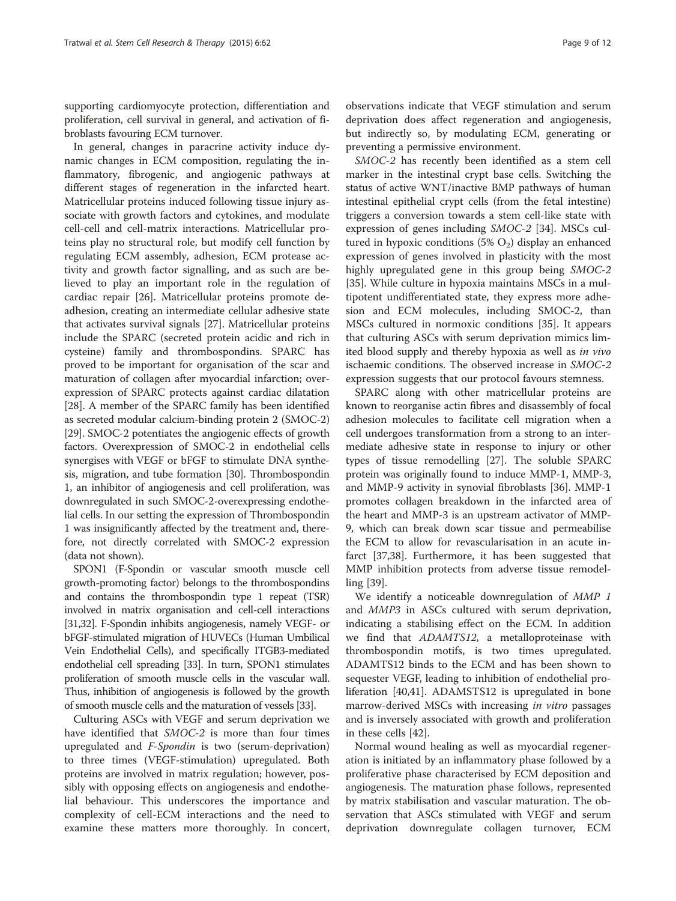supporting cardiomyocyte protection, differentiation and proliferation, cell survival in general, and activation of fibroblasts favouring ECM turnover.

In general, changes in paracrine activity induce dynamic changes in ECM composition, regulating the inflammatory, fibrogenic, and angiogenic pathways at different stages of regeneration in the infarcted heart. Matricellular proteins induced following tissue injury associate with growth factors and cytokines, and modulate cell-cell and cell-matrix interactions. Matricellular proteins play no structural role, but modify cell function by regulating ECM assembly, adhesion, ECM protease activity and growth factor signalling, and as such are believed to play an important role in the regulation of cardiac repair [26]. Matricellular proteins promote deadhesion, creating an intermediate cellular adhesive state that activates survival signals [27]. Matricellular proteins include the SPARC (secreted protein acidic and rich in cysteine) family and thrombospondins. SPARC has proved to be important for organisation of the scar and maturation of collagen after myocardial infarction; overexpression of SPARC protects against cardiac dilatation [28]. A member of the SPARC family has been identified as secreted modular calcium-binding protein 2 (SMOC-2) [29]. SMOC-2 potentiates the angiogenic effects of growth factors. Overexpression of SMOC-2 in endothelial cells synergises with VEGF or bFGF to stimulate DNA synthesis, migration, and tube formation [30]. Thrombospondin 1, an inhibitor of angiogenesis and cell proliferation, was downregulated in such SMOC-2-overexpressing endothelial cells. In our setting the expression of Thrombospondin 1 was insignificantly affected by the treatment and, therefore, not directly correlated with SMOC-2 expression (data not shown).

SPON1 (F-Spondin or vascular smooth muscle cell growth-promoting factor) belongs to the thrombospondins and contains the thrombospondin type 1 repeat (TSR) involved in matrix organisation and cell-cell interactions [31,32]. F-Spondin inhibits angiogenesis, namely VEGF- or bFGF-stimulated migration of HUVECs (Human Umbilical Vein Endothelial Cells), and specifically ITGB3-mediated endothelial cell spreading [33]. In turn, SPON1 stimulates proliferation of smooth muscle cells in the vascular wall. Thus, inhibition of angiogenesis is followed by the growth of smooth muscle cells and the maturation of vessels [33].

Culturing ASCs with VEGF and serum deprivation we have identified that *SMOC-2* is more than four times upregulated and *F-Spondin* is two (serum-deprivation) to three times (VEGF-stimulation) upregulated. Both proteins are involved in matrix regulation; however, possibly with opposing effects on angiogenesis and endothelial behaviour. This underscores the importance and complexity of cell-ECM interactions and the need to examine these matters more thoroughly. In concert, observations indicate that VEGF stimulation and serum deprivation does affect regeneration and angiogenesis, but indirectly so, by modulating ECM, generating or preventing a permissive environment.

*SMOC-2* has recently been identified as a stem cell marker in the intestinal crypt base cells. Switching the status of active WNT/inactive BMP pathways of human intestinal epithelial crypt cells (from the fetal intestine) triggers a conversion towards a stem cell-like state with expression of genes including *SMOC-2* [34]. MSCs cultured in hypoxic conditions (5% $O_2$) display an enhanced expression of genes involved in plasticity with the most highly upregulated gene in this group being *SMOC-2* [35]. While culture in hypoxia maintains MSCs in a multipotent undifferentiated state, they express more adhesion and ECM molecules, including SMOC-2, than MSCs cultured in normoxic conditions [35]. It appears that culturing ASCs with serum deprivation mimics limited blood supply and thereby hypoxia as well as *in vivo* ischaemic conditions. The observed increase in *SMOC-2* expression suggests that our protocol favours stemness.

SPARC along with other matricellular proteins are known to reorganise actin fibres and disassembly of focal adhesion molecules to facilitate cell migration when a cell undergoes transformation from a strong to an intermediate adhesive state in response to injury or other types of tissue remodelling [27]. The soluble SPARC protein was originally found to induce MMP-1, MMP-3, and MMP-9 activity in synovial fibroblasts [36]. MMP-1 promotes collagen breakdown in the infarcted area of the heart and MMP-3 is an upstream activator of MMP-9, which can break down scar tissue and permeabilise the ECM to allow for revascularisation in an acute infarct [37,38]. Furthermore, it has been suggested that MMP inhibition protects from adverse tissue remodelling [39].

We identify a noticeable downregulation of *MMP 1* and *MMP3* in ASCs cultured with serum deprivation, indicating a stabilising effect on the ECM. In addition we find that *ADAMTS12*, a metalloproteinase with thrombospondin motifs, is two times upregulated. ADAMTS12 binds to the ECM and has been shown to sequester VEGF, leading to inhibition of endothelial proliferation [40,41]. ADAMSTS12 is upregulated in bone marrow-derived MSCs with increasing *in vitro* passages and is inversely associated with growth and proliferation in these cells [42].

Normal wound healing as well as myocardial regeneration is initiated by an inflammatory phase followed by a proliferative phase characterised by ECM deposition and angiogenesis. The maturation phase follows, represented by matrix stabilisation and vascular maturation. The observation that ASCs stimulated with VEGF and serum deprivation downregulate collagen turnover, ECM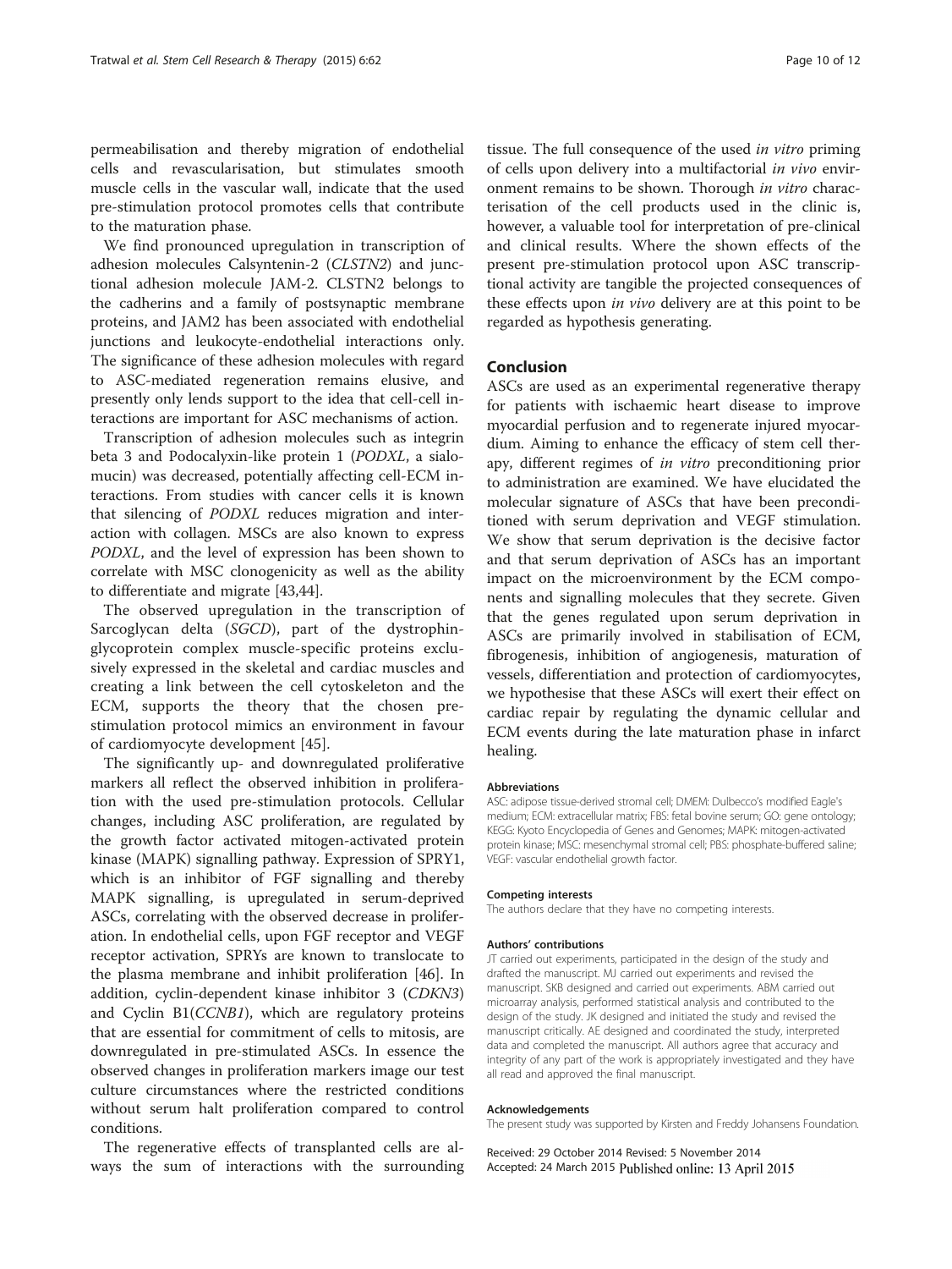permeabilisation and thereby migration of endothelial cells and revascularisation, but stimulates smooth muscle cells in the vascular wall, indicate that the used pre-stimulation protocol promotes cells that contribute to the maturation phase.

We find pronounced upregulation in transcription of adhesion molecules Calsyntenin-2 (*CLSTN2*) and junctional adhesion molecule JAM-2. CLSTN2 belongs to the cadherins and a family of postsynaptic membrane proteins, and JAM2 has been associated with endothelial junctions and leukocyte-endothelial interactions only. The significance of these adhesion molecules with regard to ASC-mediated regeneration remains elusive, and presently only lends support to the idea that cell-cell interactions are important for ASC mechanisms of action.

Transcription of adhesion molecules such as integrin beta 3 and Podocalyxin-like protein 1 (*PODXL*, a sialomucin) was decreased, potentially affecting cell-ECM interactions. From studies with cancer cells it is known that silencing of *PODXL* reduces migration and interaction with collagen. MSCs are also known to express *PODXL*, and the level of expression has been shown to correlate with MSC clonogenicity as well as the ability to differentiate and migrate [43,44].

The observed upregulation in the transcription of Sarcoglycan delta (*SGCD*), part of the dystrophin-glycoprotein complex muscle-specific proteins exclusively expressed in the skeletal and cardiac muscles and creating a link between the cell cytoskeleton and the ECM, supports the theory that the chosen pre-stimulation protocol mimics an environment in favour of cardiomyocyte development [45].

The significantly up- and downregulated proliferative markers all reflect the observed inhibition in proliferation with the used pre-stimulation protocols. Cellular changes, including ASC proliferation, are regulated by the growth factor activated mitogen-activated protein kinase (MAPK) signalling pathway. Expression of SPRY1, which is an inhibitor of FGF signalling and thereby MAPK signalling, is upregulated in serum-deprived ASCs, correlating with the observed decrease in proliferation. In endothelial cells, upon FGF receptor and VEGF receptor activation, SPRYs are known to translocate to the plasma membrane and inhibit proliferation [46]. In addition, cyclin-dependent kinase inhibitor 3 (*CDKN3*) and Cyclin B1(*CCNB1*), which are regulatory proteins that are essential for commitment of cells to mitosis, are downregulated in pre-stimulated ASCs. In essence the observed changes in proliferation markers image our test culture circumstances where the restricted conditions without serum halt proliferation compared to control conditions.

The regenerative effects of transplanted cells are always the sum of interactions with the surrounding tissue. The full consequence of the used *in vitro* priming of cells upon delivery into a multifactorial *in vivo* environment remains to be shown. Thorough *in vitro* characterisation of the cell products used in the clinic is, however, a valuable tool for interpretation of pre-clinical and clinical results. Where the shown effects of the present pre-stimulation protocol upon ASC transcriptional activity are tangible the projected consequences of these effects upon *in vivo* delivery are at this point to be regarded as hypothesis generating.

## Conclusion

ASCs are used as an experimental regenerative therapy for patients with ischaemic heart disease to improve myocardial perfusion and to regenerate injured myocardium. Aiming to enhance the efficacy of stem cell therapy, different regimes of *in vitro* preconditioning prior to administration are examined. We have elucidated the molecular signature of ASCs that have been preconditioned with serum deprivation and VEGF stimulation. We show that serum deprivation is the decisive factor and that serum deprivation of ASCs has an important impact on the microenvironment by the ECM components and signalling molecules that they secrete. Given that the genes regulated upon serum deprivation in ASCs are primarily involved in stabilisation of ECM, fibrogenesis, inhibition of angiogenesis, maturation of vessels, differentiation and protection of cardiomyocytes, we hypothesise that these ASCs will exert their effect on cardiac repair by regulating the dynamic cellular and ECM events during the late maturation phase in infarct healing.

#### Abbreviations

ASC: adipose tissue-derived stromal cell; DMEM: Dulbecco's modified Eagle's medium; ECM: extracellular matrix; FBS: fetal bovine serum; GO: gene ontology; KEGG: Kyoto Encyclopedia of Genes and Genomes; MAPK: mitogen-activated protein kinase; MSC: mesenchymal stromal cell; PBS: phosphate-buffered saline; VEGF: vascular endothelial growth factor.

#### Competing interests

The authors declare that they have no competing interests.

#### Authors' contributions

JT carried out experiments, participated in the design of the study and drafted the manuscript. MJ carried out experiments and revised the manuscript. SKB designed and carried out experiments. ABM carried out microarray analysis, performed statistical analysis and contributed to the design of the study. JK designed and initiated the study and revised the manuscript critically. AE designed and coordinated the study, interpreted data and completed the manuscript. All authors agree that accuracy and integrity of any part of the work is appropriately investigated and they have all read and approved the final manuscript.

#### Acknowledgements

The present study was supported by Kirsten and Freddy Johansens Foundation.

Received: 29 October 2014 Revised: 5 November 2014
Accepted: 24 March 2015 Published online: 13 April 2015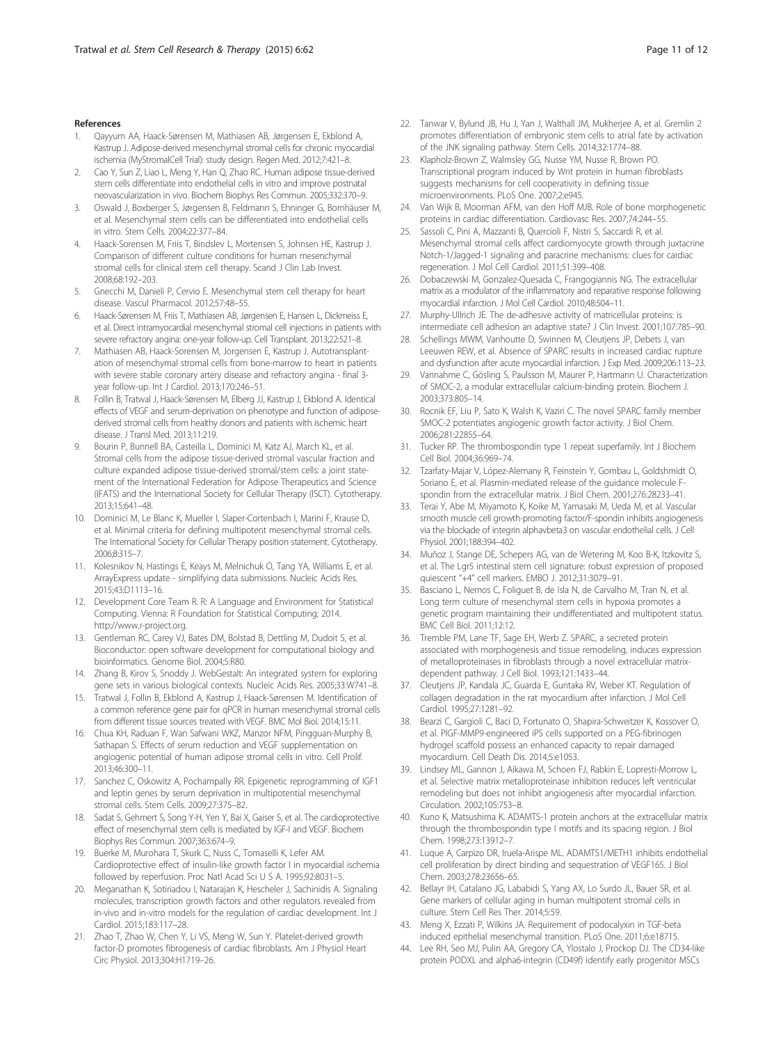## References

1. Qayyum AA, Haack-Sørensen M, Mathiasen AB, Jørgensen E, Ekblond A, Kastrup J. Adipose-derived mesenchymal stromal cells for chronic myocardial ischemia (MyStromalCell Trial): study design. Regen Med. 2012;7:421–8.
2. Cao Y, Sun Z, Liao L, Meng Y, Han Q, Zhao RC. Human adipose tissue-derived stem cells differentiate into endothelial cells in vitro and improve postnatal neovascularization in vivo. Biochem Biophys Res Commun. 2005;332:370–9.
3. Oswald J, Boxberger S, Jørgensen B, Feldmann S, Ehninger G, Bornhäuser M, et al. Mesenchymal stem cells can be differentiated into endothelial cells in vitro. Stem Cells. 2004;22:377–84.
4. Haack-Sorensen M, Friis T, Bindslev L, Mortensen S, Johnsen HE, Kastrup J. Comparison of different culture conditions for human mesenchymal stromal cells for clinical stem cell therapy. Scand J Clin Lab Invest. 2008;68:192–203.
5. Gnecchi M, Danieli P, Cervio E. Mesenchymal stem cell therapy for heart disease. Vascul Pharmacol. 2012;57:48–55.
6. Haack-Sørensen M, Friis T, Mathiasen AB, Jørgensen E, Hansen L, Dickmeiss E, et al. Direct intramyocardial mesenchymal stromal cell injections in patients with severe refractory angina: one-year follow-up. Cell Transplant. 2013;22:521–8.
7. Mathiasen AB, Haack-Sorensen M, Jorgensen E, Kastrup J. Autotransplantation of mesenchymal stromal cells from bone-marrow to heart in patients with severe stable coronary artery disease and refractory angina - final 3-year follow-up. Int J Cardiol. 2013;170:246–51.
8. Follin B, Tratwal J, Haack-Sørensen M, Elberg JJ, Kastrup J, Ekblond A. Identical effects of VEGF and serum-deprivation on phenotype and function of adipose-derived stromal cells from healthy donors and patients with ischemic heart disease. J Transl Med. 2013;11:219.
9. Bourin P, Bunnell BA, Casteilla L, Dominici M, Katz AJ, March KL, et al. Stromal cells from the adipose tissue-derived stromal vascular fraction and culture expanded adipose tissue-derived stromal/stem cells: a joint statement of the International Federation for Adipose Therapeutics and Science (IFATS) and the International Society for Cellular Therapy (ISCT). Cytotherapy. 2013;15:641–48.
10. Dominici M, Le Blanc K, Mueller I, Slaper-Cortenbach I, Marini F, Krause D, et al. Minimal criteria for defining multipotent mesenchymal stromal cells. The International Society for Cellular Therapy position statement. Cytotherapy. 2006;8:315–7.
11. Kolesnikov N, Hastings E, Keays M, Melnichuk O, Tang YA, Williams E, et al. ArrayExpress update - simplifying data submissions. Nucleic Acids Res. 2015;43:D1113–16.
12. Development Core Team R. R: A Language and Environment for Statistical Computing. Vienna: R Foundation for Statistical Computing; 2014. http://www.r-project.org.
13. Gentleman RC, Carey VJ, Bates DM, Bolstad B, Dettling M, Dudoit S, et al. Bioconductor: open software development for computational biology and bioinformatics. Genome Biol. 2004;5:R80.
14. Zhang B, Kirov S, Snoddy J. WebGestalt: An integrated system for exploring gene sets in various biological contexts. Nucleic Acids Res. 2005;33:W741–8.
15. Tratwal J, Follin B, Ekblond A, Kastrup J, Haack-Sørensen M. Identification of a common reference gene pair for qPCR in human mesenchymal stromal cells from different tissue sources treated with VEGF. BMC Mol Biol. 2014;15:11.
16. Chua KH, Raduan F, Wan Safwani WKZ, Manzor NFM, Pingguan-Murphy B, Sathapan S. Effects of serum reduction and VEGF supplementation on angiogenic potential of human adipose stromal cells in vitro. Cell Prolif. 2013;46:300–11.
17. Sanchez C, Oskowitz A, Pochampally RR. Epigenetic reprogramming of IGF1 and leptin genes by serum deprivation in multipotential mesenchymal stromal cells. Stem Cells. 2009;27:375–82.
18. Sadat S, Gehmert S, Song Y-H, Yen Y, Bai X, Gaiser S, et al. The cardioprotective effect of mesenchymal stem cells is mediated by IGF-I and VEGF. Biochem Biophys Res Commun. 2007;363:674–9.
19. Buerke M, Murohara T, Skurk C, Nuss C, Tomaselli K, Lefer AM. Cardioprotective effect of insulin-like growth factor I in myocardial ischemia followed by reperfusion. Proc Natl Acad Sci U S A. 1995;92:8031–5.
20. Meganathan K, Sotiriadou I, Natarajan K, Hescheler J, Sachinidis A. Signaling molecules, transcription growth factors and other regulators revealed from in-vivo and in-vitro models for the regulation of cardiac development. Int J Cardiol. 2015;183:117–28.
21. Zhao T, Zhao W, Chen Y, Li VS, Meng W, Sun Y. Platelet-derived growth factor-D promotes fibrogenesis of cardiac fibroblasts. Am J Physiol Heart Circ Physiol. 2013;304:H1719–26.
22. Tanwar V, Bylund JB, Hu J, Yan J, Walthall JM, Mukherjee A, et al. Gremlin 2 promotes differentiation of embryonic stem cells to atrial fate by activation of the JNK signaling pathway. Stem Cells. 2014;32:1774–88.
23. Klapholz-Brown Z, Walmsley GG, Nusse YM, Nusse R, Brown PO. Transcriptional program induced by Wnt protein in human fibroblasts suggests mechanisms for cell cooperativity in defining tissue microenvironments. PLoS One. 2007;2:e945.
24. Van Wijk B, Moorman AFM, van den Hoff MJB. Role of bone morphogenetic proteins in cardiac differentiation. Cardiovasc Res. 2007;74:244–55.
25. Sassoli C, Pini A, Mazzanti B, Quercioli F, Nistri S, Saccardi R, et al. Mesenchymal stromal cells affect cardiomyocyte growth through juxtacrine Notch-1/Jagged-1 signaling and paracrine mechanisms: clues for cardiac regeneration. J Mol Cell Cardiol. 2011;51:399–408.
26. Dobaczewski M, Gonzalez-Quesada C, Frangogiannis NG. The extracellular matrix as a modulator of the inflammatory and reparative response following myocardial infarction. J Mol Cell Cardiol. 2010;48:504–11.
27. Murphy-Ullrich JE. The de-adhesive activity of matricellular proteins: is intermediate cell adhesion an adaptive state? J Clin Invest. 2001;107:785–90.
28. Schellings MWM, Vanhoutte D, Swinnen M, Cleutjens JP, Debets J, van Leeuwen REW, et al. Absence of SPARC results in increased cardiac rupture and dysfunction after acute myocardial infarction. J Exp Med. 2009;206:113–23.
29. Vannahme C, Gösling S, Paulsson M, Maurer P, Hartmann U. Characterization of SMOC-2, a modular extracellular calcium-binding protein. Biochem J. 2003;373:805–14.
30. Rocnik EF, Liu P, Sato K, Walsh K, Vaziri C. The novel SPARC family member SMOC-2 potentiates angiogenic growth factor activity. J Biol Chem. 2006;281:22855–64.
31. Tucker RP. The thrombospondin type 1 repeat superfamily. Int J Biochem Cell Biol. 2004;36:969–74.
32. Tzarfaty-Majar V, López-Alemany R, Feinstein Y, Gombau L, Goldshmidt O, Soriano E, et al. Plasmin-mediated release of the guidance molecule F-spondin from the extracellular matrix. J Biol Chem. 2001;276:28233–41.
33. Terai Y, Abe M, Miyamoto K, Koike M, Yamasaki M, Ueda M, et al. Vascular smooth muscle cell growth-promoting factor/F-spondin inhibits angiogenesis via the blockade of integrin alphavbeta3 on vascular endothelial cells. J Cell Physiol. 2001;188:394–402.
34. Muñoz J, Stange DE, Schepers AG, van de Wetering M, Koo B-K, Itzkovitz S, et al. The Lgr5 intestinal stem cell signature: robust expression of proposed quiescent "+4" cell markers. EMBO J. 2012;31:3079–91.
35. Basciano L, Nemos C, Foliguet B, de Isla N, de Carvalho M, Tran N, et al. Long term culture of mesenchymal stem cells in hypoxia promotes a genetic program maintaining their undifferentiated and multipotent status. BMC Cell Biol. 2011;12:12.
36. Tremble PM, Lane TF, Sage EH, Werb Z. SPARC, a secreted protein associated with morphogenesis and tissue remodeling, induces expression of metalloproteinases in fibroblasts through a novel extracellular matrix-dependent pathway. J Cell Biol. 1993;121:1433–44.
37. Cleutjens JP, Kandala JC, Guarda E, Guntaka RV, Weber KT. Regulation of collagen degradation in the rat myocardium after infarction. J Mol Cell Cardiol. 1995;27:1281–92.
38. Bearzi C, Gargioli C, Baci D, Fortunato O, Shapira-Schweitzer K, Kossover O, et al. PlGF-MMP9-engineered iPS cells supported on a PEG-fibrinogen hydrogel scaffold possess an enhanced capacity to repair damaged myocardium. Cell Death Dis. 2014;5:e1053.
39. Lindsey ML, Gannon J, Aikawa M, Schoen FJ, Rabkin E, Lopresti-Morrow L, et al. Selective matrix metalloproteinase inhibition reduces left ventricular remodeling but does not inhibit angiogenesis after myocardial infarction. Circulation. 2002;105:753–8.
40. Kuno K, Matsushima K. ADAMTS-1 protein anchors at the extracellular matrix through the thrombospondin type I motifs and its spacing region. J Biol Chem. 1998;273:13912–7.
41. Luque A, Carpizo DR, Iruela-Arispe ML. ADAMTS1/METH1 inhibits endothelial cell proliferation by direct binding and sequestration of VEGF165. J Biol Chem. 2003;278:23656–65.
42. Bellayr IH, Catalano JG, Lababidi S, Yang AX, Lo Surdo JL, Bauer SR, et al. Gene markers of cellular aging in human multipotent stromal cells in culture. Stem Cell Res Ther. 2014;5:59.
43. Meng X, Ezzati P, Wilkins JA. Requirement of podocalyxin in TGF-beta induced epithelial mesenchymal transition. PLoS One. 2011;6:e18715.
44. Lee RH, Seo MJ, Pulin AA, Gregory CA, Ylostalo J, Prockop DJ. The CD34-like protein PODXL and alpha6-integrin (CD49f) identify early progenitor MSCs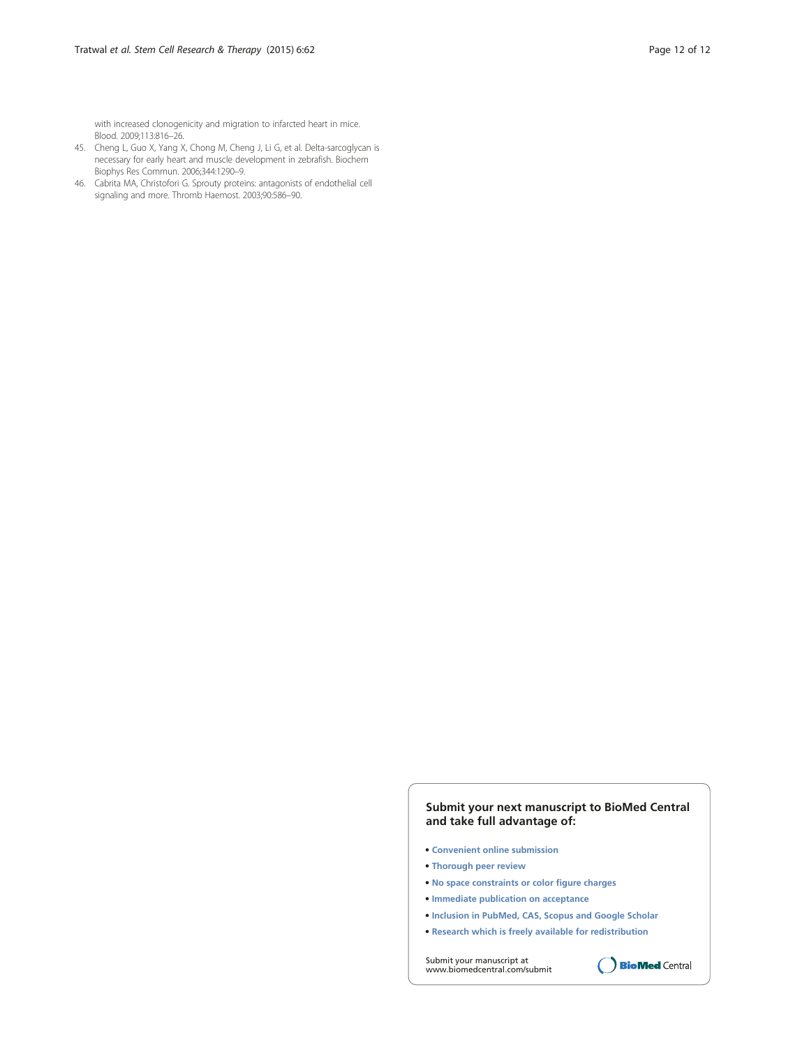with increased clonogenicity and migration to infarcted heart in mice. Blood. 2009;113:816–26.

45. Cheng L, Guo X, Yang X, Chong M, Cheng J, Li G, et al. Delta-sarcoglycan is necessary for early heart and muscle development in zebrafish. Biochem Biophys Res Commun. 2006;344:1290–9.
46. Cabrita MA, Christofori G. Sprouty proteins: antagonists of endothelial cell signaling and more. Thromb Haemost. 2003;90:586–90.

**Submit your next manuscript to BioMed Central and take full advantage of:**

- **Convenient online submission**
- **Thorough peer review**
- **No space constraints or color figure charges**
- **Immediate publication on acceptance**
- **Inclusion in PubMed, CAS, Scopus and Google Scholar**
- **Research which is freely available for redistribution**

Submit your manuscript at www.biomedcentral.com/submit

BioMed Central